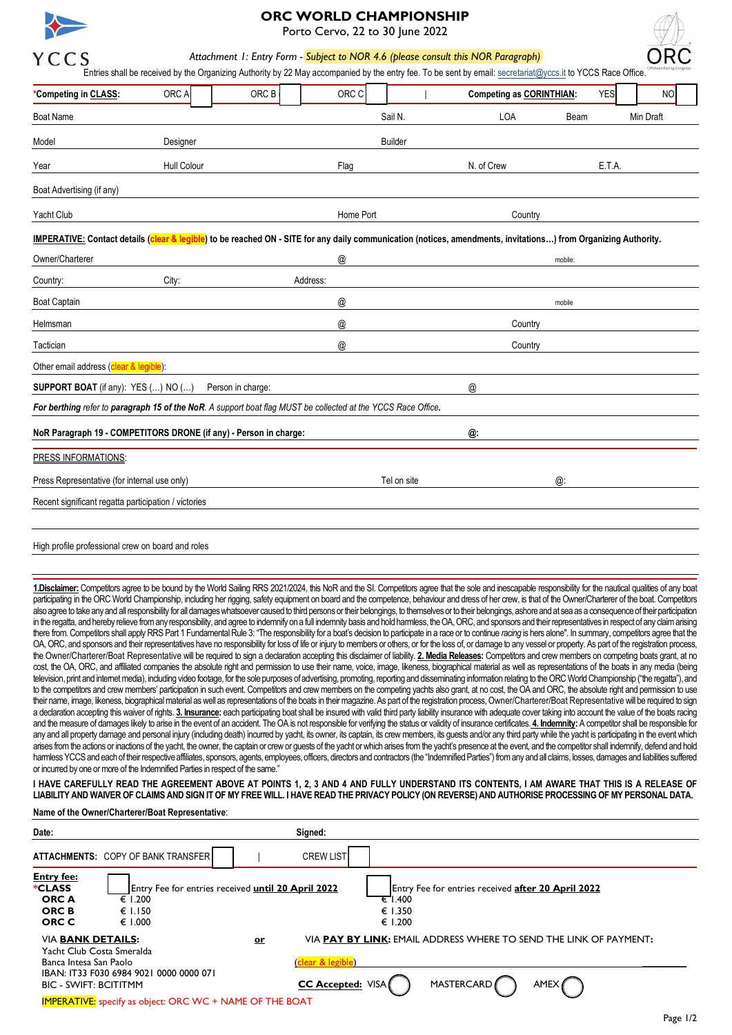# ORC WORLD CHAMPIONSHIP

Porto Cervo, 22 to 30 June 2022

YCCS

*Attachment 1: Entry Form - Subject to NOR 4.6 (please consult this NOR Paragraph)*

Entries shall be received by the Organizing Authority by 22 May accompanied by the entry fee. To be sent by email: secretariat@yccs.it to YCCS Race Office.

| ***Competing in CLASS:** | ORC A | ORC B | ORC C | **Competing as CORINTHIAN:** | YES | NO |
|---|---|---|---|---|---|---|

Boat Name | Sail N. | LOA | Beam | Min Draft

Model | Designer | Builder

Year | Hull Colour | Flag | N. of Crew | E.T.A.

Boat Advertising (if any)

Yacht Club | Home Port | Country

**IMPERATIVE: Contact details (clear & legible) to be reached ON - SITE for any daily communication (notices, amendments, invitations…) from Organizing Authority.**

Owner/Charterer | @ | mobile:

Country: | City: | Address:

Boat Captain | @ | mobile

Helmsman | @ | Country

Tactician | @ | Country

Other email address (clear & legible):

**SUPPORT BOAT** (if any): YES (…) NO (…) Person in charge: @

***For berthing** refer to **paragraph 15 of the NoR**. A support boat flag MUST be collected at the YCCS Race Office.*

**NoR Paragraph 19 - COMPETITORS DRONE (if any) - Person in charge:** **@:**

PRESS INFORMATIONS:

Press Representative (for internal use only) | Tel on site | @:

Recent significant regatta participation / victories

High profile professional crew on board and roles

**1.Disclaimer:** Competitors agree to be bound by the World Sailing RRS 2021/2024, this NoR and the SI. Competitors agree that the sole and inescapable responsibility for the nautical qualities of any boat participating in the ORC World Championship, including her rigging, safety equipment on board and the competence, behaviour and dress of her crew, is that of the Owner/Charterer of the boat. Competitors also agree to take any and all responsibility for all damages whatsoever caused to third persons or their belongings, to themselves or to their belongings, ashore and at sea as a consequence of their participation in the regatta, and hereby relieve from any responsibility, and agree to indemnify on a full indemnity basis and hold harmless, the OA, ORC, and sponsors and their representatives in respect of any claim arising there from. Competitors shall apply RRS Part 1 Fundamental Rule 3: "The responsibility for a boat's decision to participate in a race or to continue *racing* is hers alone". In summary, competitors agree that the OA, ORC, and sponsors and their representatives have no responsibility for loss of life or injury to members or others, or for the loss of, or damage to any vessel or property. As part of the registration process, the Owner/Charterer/Boat Representative will be required to sign a declaration accepting this disclaimer of liability. **2. Media Releases:** Competitors and crew members on competing boats grant, at no cost, the OA, ORC, and affiliated companies the absolute right and permission to use their name, voice, image, likeness, biographical material as well as representations of the boats in any media (being television, print and internet media), including video footage, for the sole purposes of advertising, promoting, reporting and disseminating information relating to the ORC World Championship ("the regatta"), and to the competitors and crew members' participation in such event. Competitors and crew members on the competing yachts also grant, at no cost, the OA and ORC, the absolute right and permission to use their name, image, likeness, biographical material as well as representations of the boats in their magazine. As part of the registration process, Owner/Charterer/Boat Representative will be required to sign a declaration accepting this waiver of rights. **3. Insurance:** each participating boat shall be insured with valid third party liability insurance with adequate cover taking into account the value of the boats racing and the measure of damages likely to arise in the event of an accident. The OA is not responsible for verifying the status or validity of insurance certificates. **4. Indemnity:** A competitor shall be responsible for any and all property damage and personal injury (including death) incurred by yacht, its owner, its captain, its crew members, its guests and/or any third party while the yacht is participating in the event which arises from the actions or inactions of the yacht, the owner, the captain or crew or guests of the yacht or which arises from the yacht's presence at the event, and the competitor shall indemnify, defend and hold harmless YCCS and each of their respective affiliates, sponsors, agents, employees, officers, directors and contractors (the "Indemnified Parties") from any and all claims, losses, damages and liabilities suffered or incurred by one or more of the Indemnified Parties in respect of the same."

**I HAVE CAREFULLY READ THE AGREEMENT ABOVE AT POINTS 1, 2, 3 AND 4 AND FULLY UNDERSTAND ITS CONTENTS, I AM AWARE THAT THIS IS A RELEASE OF LIABILITY AND WAIVER OF CLAIMS AND SIGN IT OF MY FREE WILL. I HAVE READ THE PRIVACY POLICY (ON REVERSE) AND AUTHORISE PROCESSING OF MY PERSONAL DATA.**

**Name of the Owner/Charterer/Boat Representative**:

**Date:** **Signed:**

**ATTACHMENTS:** COPY OF BANK TRANSFER | CREW LIST

**Entry fee:**

| ***CLASS** | Entry Fee for entries received **until 20 April 2022** | Entry Fee for entries received **after 20 April 2022** |
|---|---|---|
| **ORC A** | € 1.200 | € 1.400 |
| **ORC B** | € 1.150 | € 1.350 |
| **ORC C** | € 1.000 | € 1.200 |

VIA **BANK DETAILS:**
Yacht Club Costa Smeralda
Banca Intesa San Paolo
IBAN: IT33 F030 6984 9021 0000 0000 071
BIC - SWIFT: BCITITMM

**or**

VIA **PAY BY LINK**: EMAIL ADDRESS WHERE TO SEND THE LINK OF PAYMENT:
(clear & legible)

**CC Accepted:** VISA ◯ MASTERCARD ◯ AMEX ◯

**IMPERATIVE:** specify as object: ORC WC + NAME OF THE BOAT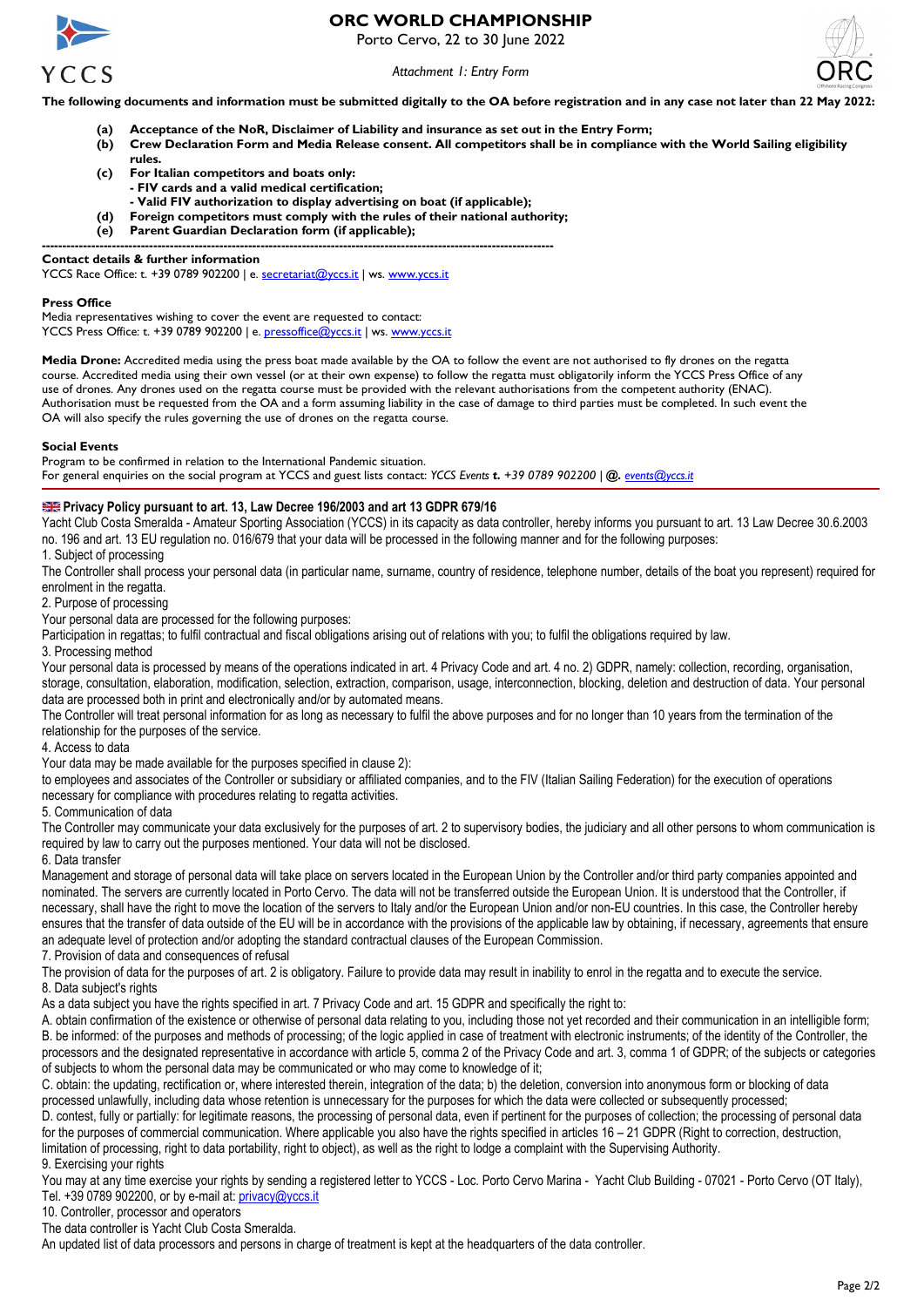# ORC WORLD CHAMPIONSHIP

Porto Cervo, 22 to 30 June 2022

*Attachment 1: Entry Form*

**The following documents and information must be submitted digitally to the OA before registration and in any case not later than 22 May 2022:**

- **(a) Acceptance of the NoR, Disclaimer of Liability and insurance as set out in the Entry Form;**
- **(b) Crew Declaration Form and Media Release consent. All competitors shall be in compliance with the World Sailing eligibility rules.**
- **(c) For Italian competitors and boats only:**
  - **- FIV cards and a valid medical certification;**
  - **- Valid FIV authorization to display advertising on boat (if applicable);**
- **(d) Foreign competitors must comply with the rules of their national authority;**
- **(e) Parent Guardian Declaration form (if applicable);**

---

**Contact details & further information**

YCCS Race Office: t. +39 0789 902200 | e. secretariat@yccs.it | ws. www.yccs.it

**Press Office**

Media representatives wishing to cover the event are requested to contact:
YCCS Press Office: t. +39 0789 902200 | e. pressoffice@yccs.it | ws. www.yccs.it

**Media Drone:** Accredited media using the press boat made available by the OA to follow the event are not authorised to fly drones on the regatta course. Accredited media using their own vessel (or at their own expense) to follow the regatta must obligatorily inform the YCCS Press Office of any use of drones. Any drones used on the regatta course must be provided with the relevant authorisations from the competent authority (ENAC). Authorisation must be requested from the OA and a form assuming liability in the case of damage to third parties must be completed. In such event the OA will also specify the rules governing the use of drones on the regatta course.

**Social Events**

Program to be confirmed in relation to the International Pandemic situation.
For general enquiries on the social program at YCCS and guest lists contact: *YCCS Events* **t.** *+39 0789 902200* | **@.** *events@yccs.it*

---

## Privacy Policy pursuant to art. 13, Law Decree 196/2003 and art 13 GDPR 679/16

Yacht Club Costa Smeralda - Amateur Sporting Association (YCCS) in its capacity as data controller, hereby informs you pursuant to art. 13 Law Decree 30.6.2003 no. 196 and art. 13 EU regulation no. 016/679 that your data will be processed in the following manner and for the following purposes:

1. Subject of processing

The Controller shall process your personal data (in particular name, surname, country of residence, telephone number, details of the boat you represent) required for enrolment in the regatta.

2. Purpose of processing

Your personal data are processed for the following purposes:

Participation in regattas; to fulfil contractual and fiscal obligations arising out of relations with you; to fulfil the obligations required by law.

3. Processing method

Your personal data is processed by means of the operations indicated in art. 4 Privacy Code and art. 4 no. 2) GDPR, namely: collection, recording, organisation, storage, consultation, elaboration, modification, selection, extraction, comparison, usage, interconnection, blocking, deletion and destruction of data. Your personal data are processed both in print and electronically and/or by automated means.

The Controller will treat personal information for as long as necessary to fulfil the above purposes and for no longer than 10 years from the termination of the relationship for the purposes of the service.

4. Access to data

Your data may be made available for the purposes specified in clause 2):

to employees and associates of the Controller or subsidiary or affiliated companies, and to the FIV (Italian Sailing Federation) for the execution of operations necessary for compliance with procedures relating to regatta activities.

5. Communication of data

The Controller may communicate your data exclusively for the purposes of art. 2 to supervisory bodies, the judiciary and all other persons to whom communication is required by law to carry out the purposes mentioned. Your data will not be disclosed.

6. Data transfer

Management and storage of personal data will take place on servers located in the European Union by the Controller and/or third party companies appointed and nominated. The servers are currently located in Porto Cervo. The data will not be transferred outside the European Union. It is understood that the Controller, if necessary, shall have the right to move the location of the servers to Italy and/or the European Union and/or non-EU countries. In this case, the Controller hereby ensures that the transfer of data outside of the EU will be in accordance with the provisions of the applicable law by obtaining, if necessary, agreements that ensure an adequate level of protection and/or adopting the standard contractual clauses of the European Commission.

7. Provision of data and consequences of refusal

The provision of data for the purposes of art. 2 is obligatory. Failure to provide data may result in inability to enrol in the regatta and to execute the service.

8. Data subject's rights

As a data subject you have the rights specified in art. 7 Privacy Code and art. 15 GDPR and specifically the right to:

A. obtain confirmation of the existence or otherwise of personal data relating to you, including those not yet recorded and their communication in an intelligible form;
B. be informed: of the purposes and methods of processing; of the logic applied in case of treatment with electronic instruments; of the identity of the Controller, the processors and the designated representative in accordance with article 5, comma 2 of the Privacy Code and art. 3, comma 1 of GDPR; of the subjects or categories of subjects to whom the personal data may be communicated or who may come to knowledge of it;
C. obtain: the updating, rectification or, where interested therein, integration of the data; b) the deletion, conversion into anonymous form or blocking of data processed unlawfully, including data whose retention is unnecessary for the purposes for which the data were collected or subsequently processed;
D. contest, fully or partially: for legitimate reasons, the processing of personal data, even if pertinent for the purposes of collection; the processing of personal data for the purposes of commercial communication. Where applicable you also have the rights specified in articles 16 – 21 GDPR (Right to correction, destruction, limitation of processing, right to data portability, right to object), as well as the right to lodge a complaint with the Supervising Authority.

9. Exercising your rights

You may at any time exercise your rights by sending a registered letter to YCCS - Loc. Porto Cervo Marina - Yacht Club Building - 07021 - Porto Cervo (OT Italy), Tel. +39 0789 902200, or by e-mail at: privacy@yccs.it

10. Controller, processor and operators

The data controller is Yacht Club Costa Smeralda.

An updated list of data processors and persons in charge of treatment is kept at the headquarters of the data controller.